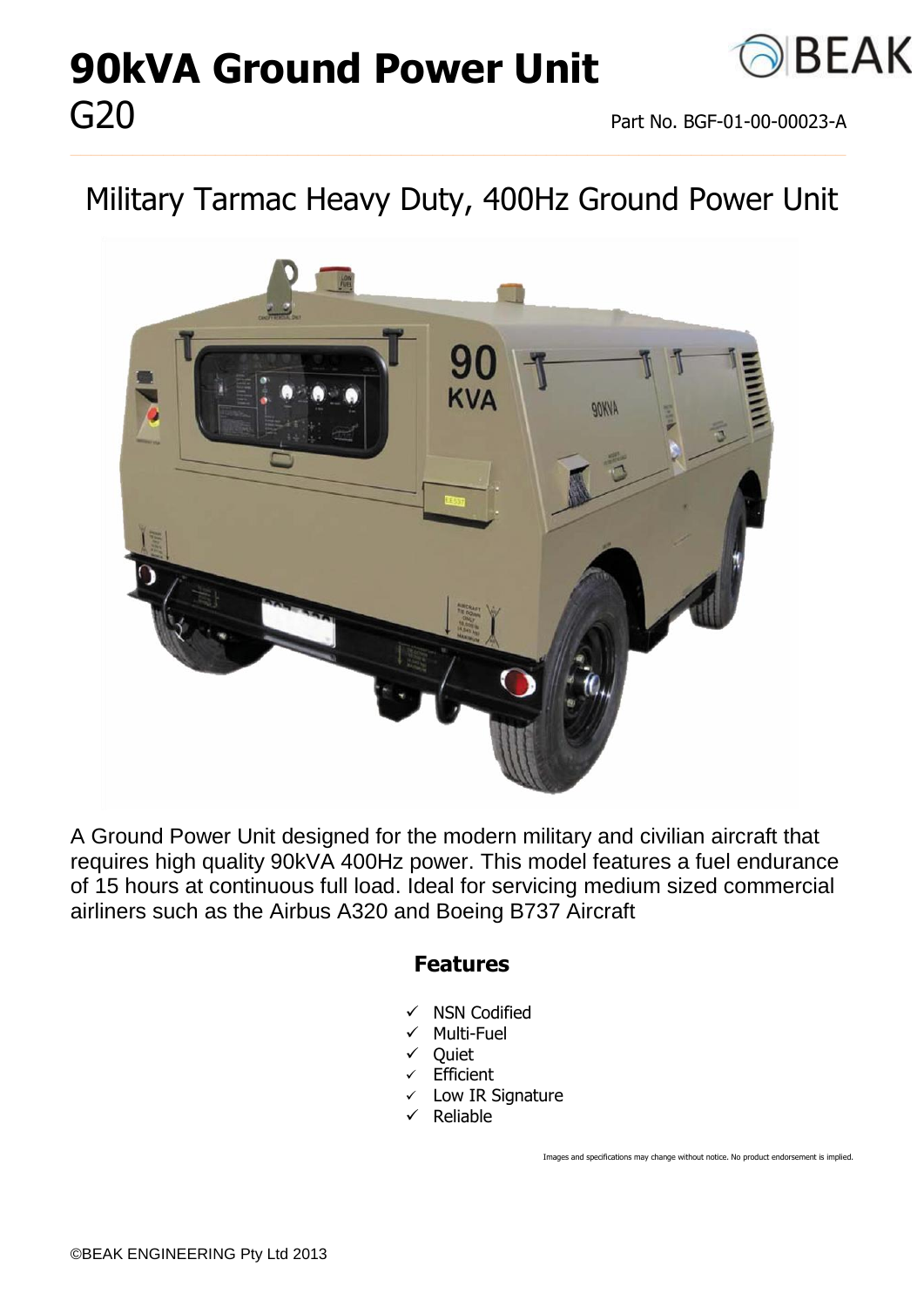# 90kVA Ground Power Unit

## G20

Part No. BGF-01-00-00023-A

## Military Tarmac Heavy Duty, 400Hz Ground Power Unit

A Ground Power Unit designed for the modern military and civilian aircraft that requires high quality 90kVA 400Hz power. This model features a fuel endurance of 15 hours at continuous full load. Ideal for servicing medium sized commercial airliners such as the Airbus A320 and Boeing B737 Aircraft

### Features

- ✓ NSN Codified
- ✓ Multi-Fuel
- ✓ Quiet
- ✓ Efficient
- ✓ Low IR Signature
- ✓ Reliable

Images and specifications may change without notice. No product endorsement is implied.

©BEAK ENGINEERING Pty Ltd 2013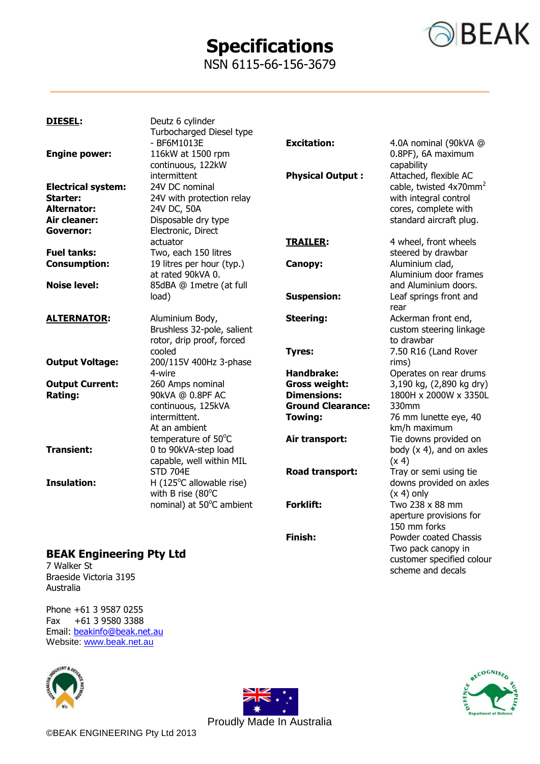# Specifications

NSN 6115-66-156-3679

| | |
|---|---|
| **DIESEL:** | Deutz 6 cylinder Turbocharged Diesel type - BF6M1013E |
| **Engine power:** | 116kW at 1500 rpm continuous, 122kW intermittent |
| **Electrical system:** | 24V DC nominal |
| **Starter:** | 24V with protection relay |
| **Alternator:** | 24V DC, 50A |
| **Air cleaner:** | Disposable dry type |
| **Governor:** | Electronic, Direct actuator |
| **Fuel tanks:** | Two, each 150 litres |
| **Consumption:** | 19 litres per hour (typ.) at rated 90kVA 0. |
| **Noise level:** | 85dBA @ 1metre (at full load) |
| **ALTERNATOR:** | Aluminium Body, Brushless 32-pole, salient rotor, drip proof, forced cooled |
| **Output Voltage:** | 200/115V 400Hz 3-phase 4-wire |
| **Output Current:** | 260 Amps nominal |
| **Rating:** | 90kVA @ 0.8PF AC continuous, 125kVA intermittent. At an ambient temperature of 50°C |
| **Transient:** | 0 to 90kVA-step load capable, well within MIL STD 704E |
| **Insulation:** | H (125°C allowable rise) with B rise (80°C nominal) at 50°C ambient |
| **Excitation:** | 4.0A nominal (90kVA @ 0.8PF), 6A maximum capability |
| **Physical Output :** | Attached, flexible AC cable, twisted 4x70mm² with integral control cores, complete with standard aircraft plug. |
| **TRAILER:** | 4 wheel, front wheels steered by drawbar |
| **Canopy:** | Aluminium clad, Aluminium door frames and Aluminium doors. |
| **Suspension:** | Leaf springs front and rear |
| **Steering:** | Ackerman front end, custom steering linkage to drawbar |
| **Tyres:** | 7.50 R16 (Land Rover rims) |
| **Handbrake:** | Operates on rear drums |
| **Gross weight:** | 3,190 kg, (2,890 kg dry) |
| **Dimensions:** | 1800H x 2000W x 3350L |
| **Ground Clearance:** | 330mm |
| **Towing:** | 76 mm lunette eye, 40 km/h maximum |
| **Air transport:** | Tie downs provided on body (x 4), and on axles (x 4) |
| **Road transport:** | Tray or semi using tie downs provided on axles (x 4) only |
| **Forklift:** | Two 238 x 88 mm aperture provisions for 150 mm forks |
| **Finish:** | Powder coated Chassis Two pack canopy in customer specified colour scheme and decals |

**BEAK Engineering Pty Ltd**
7 Walker St
Braeside Victoria 3195
Australia

Phone +61 3 9587 0255
Fax +61 3 9580 3388
Email: beakinfo@beak.net.au
Website: www.beak.net.au

Proudly Made In Australia

©BEAK ENGINEERING Pty Ltd 2013